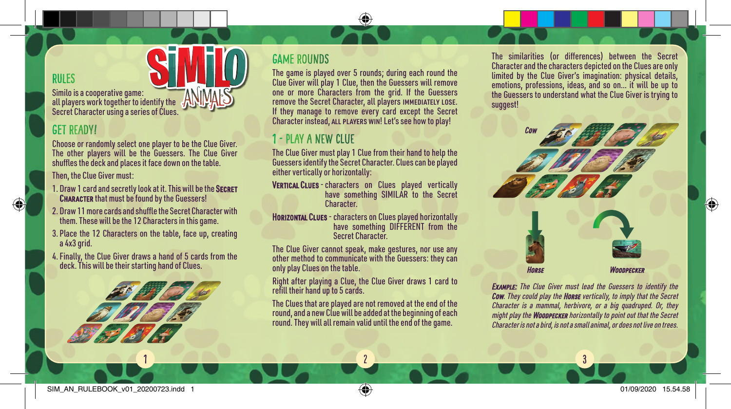## RULES

Similo is a cooperative game: all players work together to identify the Secret Character using a series of Clues.

## GET READY!

Choose or randomly select one player to be the Clue Giver. The other players will be the Guessers. The Clue Giver shuffles the deck and places it face down on the table.

Then, the Clue Giver must:

1. Draw 1 card and secretly look at it. This will be the **Secret Character** that must be found by the Guessers!
2. Draw 11 more cards and shuffle the Secret Character with them. These will be the 12 Characters in this game.
3. Place the 12 Characters on the table, face up, creating a 4x3 grid.
4. Finally, the Clue Giver draws a hand of 5 cards from the deck. This will be their starting hand of Clues.

## GAME ROUNDS

The game is played over 5 rounds; during each round the Clue Giver will play 1 Clue, then the Guessers will remove one or more Characters from the grid. If the Guessers remove the Secret Character, all players **IMMEDIATELY LOSE**. If they manage to remove every card except the Secret Character instead, **ALL PLAYERS WIN**! Let's see how to play!

## 1 - PLAY A NEW CLUE

The Clue Giver must play 1 Clue from their hand to help the Guessers identify the Secret Character. Clues can be played either vertically or horizontally:

**Vertical Clues** - characters on Clues played vertically have something SIMILAR to the Secret Character.

**Horizontal Clues** - characters on Clues played horizontally have something DIFFERENT from the Secret Character.

The Clue Giver cannot speak, make gestures, nor use any other method to communicate with the Guessers: they can only play Clues on the table.

Right after playing a Clue, the Clue Giver draws 1 card to refill their hand up to 5 cards.

The Clues that are played are not removed at the end of the round, and a new Clue will be added at the beginning of each round. They will all remain valid until the end of the game.

The similarities (or differences) between the Secret Character and the characters depicted on the Clues are only limited by the Clue Giver's imagination: physical details, emotions, professions, ideas, and so on... it will be up to the Guessers to understand what the Clue Giver is trying to suggest!

*Cow*

*Horse* — *Woodpecker*

***Example:*** *The Clue Giver must lead the Guessers to identify the* ***Cow****. They could play the* ***Horse*** *vertically, to imply that the Secret Character is a mammal, herbivore, or a big quadruped. Or, they might play the* ***Woodpecker*** *horizontally to point out that the Secret Character is not a bird, is not a small animal, or does not live on trees.*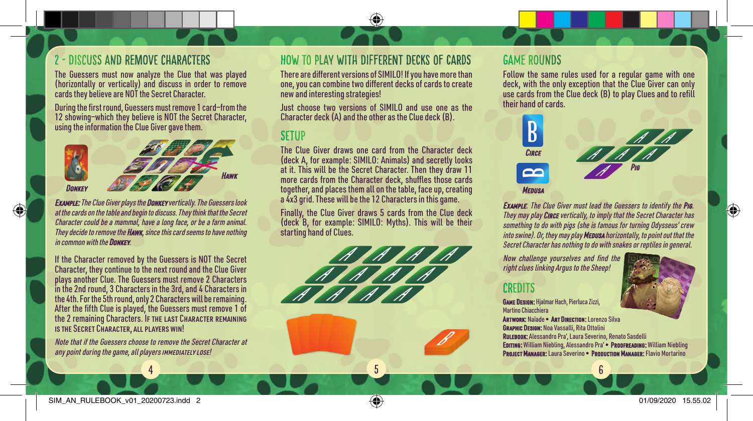## 2 - DISCUSS AND REMOVE CHARACTERS

The Guessers must now analyze the Clue that was played (horizontally or vertically) and discuss in order to remove cards they believe are NOT the Secret Character.

During the first round, Guessers must remove 1 card–from the 12 showing–which they believe is NOT the Secret Character, using the information the Clue Giver gave them.

Donkey

Hawk

*Example: The Clue Giver plays the* ***Donkey*** *vertically. The Guessers look at the cards on the table and begin to discuss. They think that the Secret Character could be a mammal, have a long face, or be a farm animal. They decide to remove the* ***Hawk****, since this card seems to have nothing in common with the* ***Donkey****.*

If the Character removed by the Guessers is NOT the Secret Character, they continue to the next round and the Clue Giver plays another Clue. The Guessers must remove 2 Characters in the 2nd round, 3 Characters in the 3rd, and 4 Characters in the 4th. For the 5th round, only 2 Characters will be remaining. After the fifth Clue is played, the Guessers must remove 1 of the 2 remaining Characters. **If the last Character remaining is the Secret Character, all players win!**

*Note that if the Guessers choose to remove the Secret Character at any point during the game, all players* ***immediately lose!***

## HOW TO PLAY WITH DIFFERENT DECKS OF CARDS

There are different versions of SIMILO! If you have more than one, you can combine two different decks of cards to create new and interesting strategies!

Just choose two versions of SIMILO and use one as the Character deck (A) and the other as the Clue deck (B).

## SETUP

The Clue Giver draws one card from the Character deck (deck A, for example: SIMILO: Animals) and secretly looks at it. This will be the Secret Character. Then they draw 11 more cards from the Character deck, shuffles those cards together, and places them all on the table, face up, creating a 4x3 grid. These will be the 12 Characters in this game.

Finally, the Clue Giver draws 5 cards from the Clue deck (deck B, for example: SIMILO: Myths). This will be their starting hand of Clues.

## GAME ROUNDS

Follow the same rules used for a regular game with one deck, with the only exception that the Clue Giver can only use cards from the Clue deck (B) to play Clues and to refill their hand of cards.

Circe

Medusa

Pig

*Example: The Clue Giver must lead the Guessers to identify the* ***Pig****. They may play* ***Circe*** *vertically, to imply that the Secret Character has something to do with pigs (she is famous for turning Odysseus' crew into swine). Or, they may play* ***Medusa*** *horizontally, to point out that the Secret Character has nothing to do with snakes or reptiles in general.*

*Now challenge yourselves and find the right clues linking Argus to the Sheep!*

## CREDITS

**Game Design:** Hjalmar Hach, Pierluca Zizzi, Martino Chiacchiera
**Artwork:** Naïade • **Art Direction:** Lorenzo Silva
**Graphic Design:** Noa Vassalli, Rita Ottolini
**Rulebook:** Alessandro Pra', Laura Severino, Renato Sasdelli
**Editing:** William Niebling, Alessandro Pra' • **Proofreading:** William Niebling
**Project Manager:** Laura Severino • **Production Manager:** Flavio Mortarino